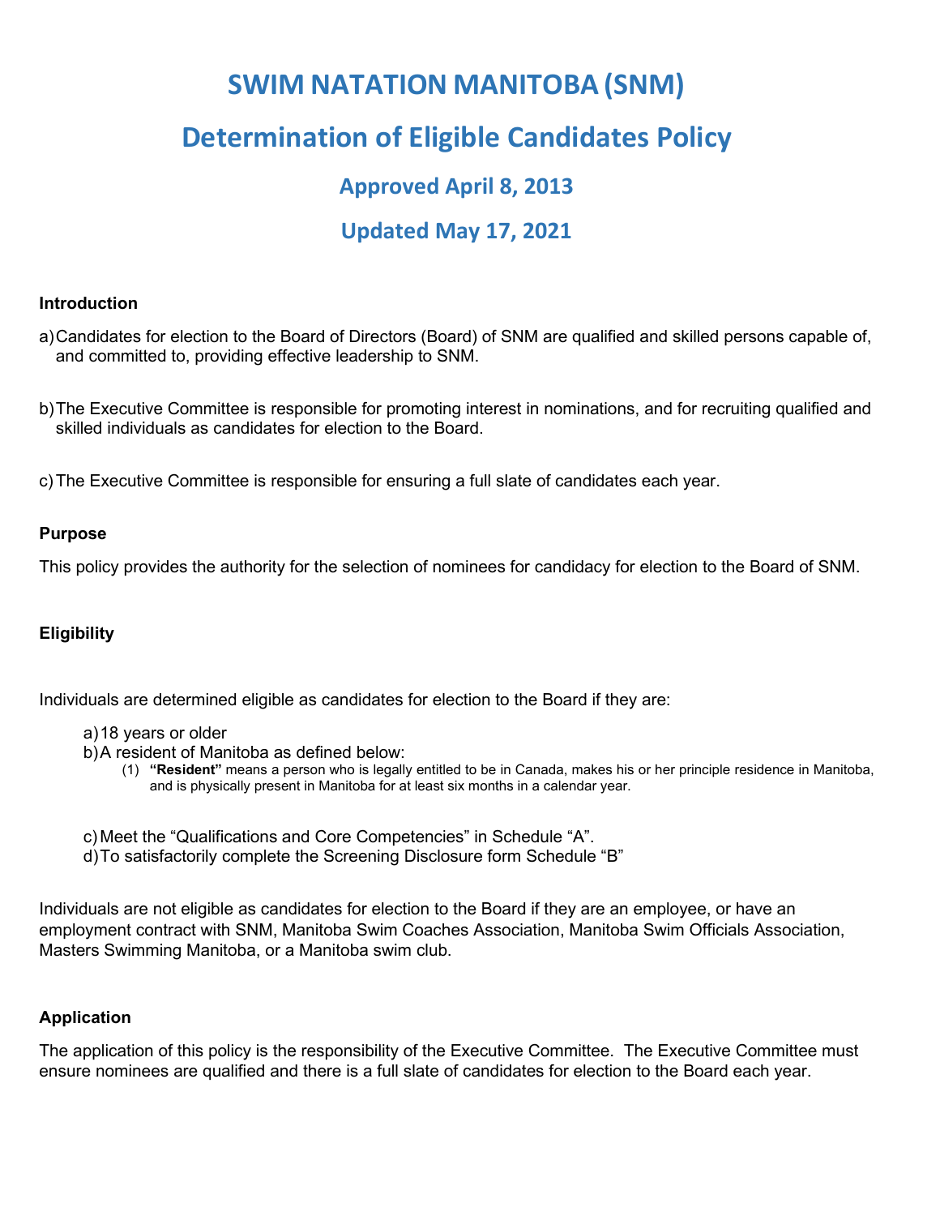# SWIM NATATION MANITOBA (SNM)

# Determination of Eligible Candidates Policy

## Approved April 8, 2013

## Updated May 17, 2021

**Introduction**

a) Candidates for election to the Board of Directors (Board) of SNM are qualified and skilled persons capable of, and committed to, providing effective leadership to SNM.

b) The Executive Committee is responsible for promoting interest in nominations, and for recruiting qualified and skilled individuals as candidates for election to the Board.

c) The Executive Committee is responsible for ensuring a full slate of candidates each year.

**Purpose**

This policy provides the authority for the selection of nominees for candidacy for election to the Board of SNM.

**Eligibility**

Individuals are determined eligible as candidates for election to the Board if they are:

a) 18 years or older
b) A resident of Manitoba as defined below:
   (1) **"Resident"** means a person who is legally entitled to be in Canada, makes his or her principle residence in Manitoba, and is physically present in Manitoba for at least six months in a calendar year.

c) Meet the "Qualifications and Core Competencies" in Schedule "A".
d) To satisfactorily complete the Screening Disclosure form Schedule "B"

Individuals are not eligible as candidates for election to the Board if they are an employee, or have an employment contract with SNM, Manitoba Swim Coaches Association, Manitoba Swim Officials Association, Masters Swimming Manitoba, or a Manitoba swim club.

**Application**

The application of this policy is the responsibility of the Executive Committee. The Executive Committee must ensure nominees are qualified and there is a full slate of candidates for election to the Board each year.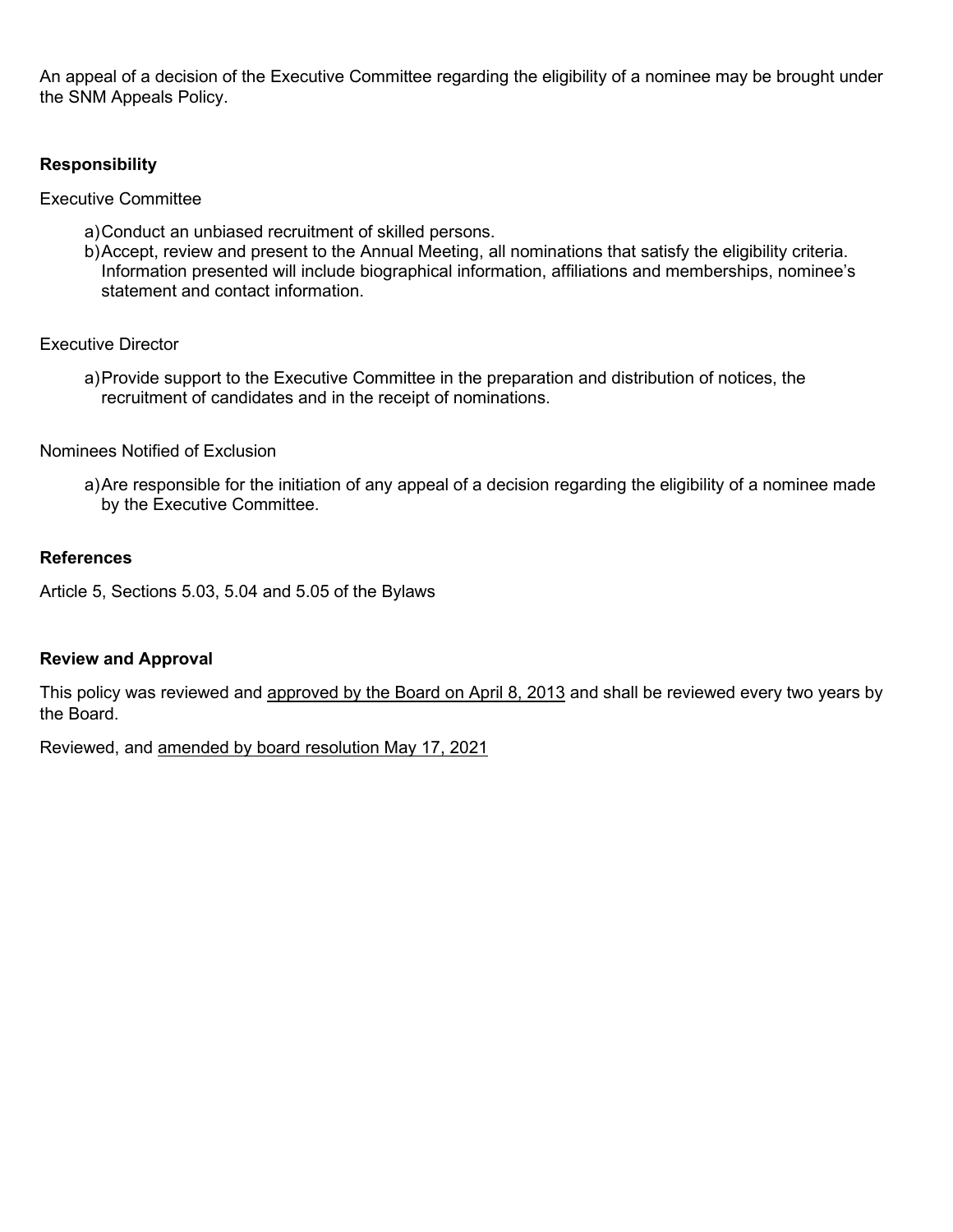An appeal of a decision of the Executive Committee regarding the eligibility of a nominee may be brought under the SNM Appeals Policy.

**Responsibility**

Executive Committee

a) Conduct an unbiased recruitment of skilled persons.
b) Accept, review and present to the Annual Meeting, all nominations that satisfy the eligibility criteria. Information presented will include biographical information, affiliations and memberships, nominee's statement and contact information.

Executive Director

a) Provide support to the Executive Committee in the preparation and distribution of notices, the recruitment of candidates and in the receipt of nominations.

Nominees Notified of Exclusion

a) Are responsible for the initiation of any appeal of a decision regarding the eligibility of a nominee made by the Executive Committee.

**References**

Article 5, Sections 5.03, 5.04 and 5.05 of the Bylaws

**Review and Approval**

This policy was reviewed and approved by the Board on April 8, 2013 and shall be reviewed every two years by the Board.

Reviewed, and amended by board resolution May 17, 2021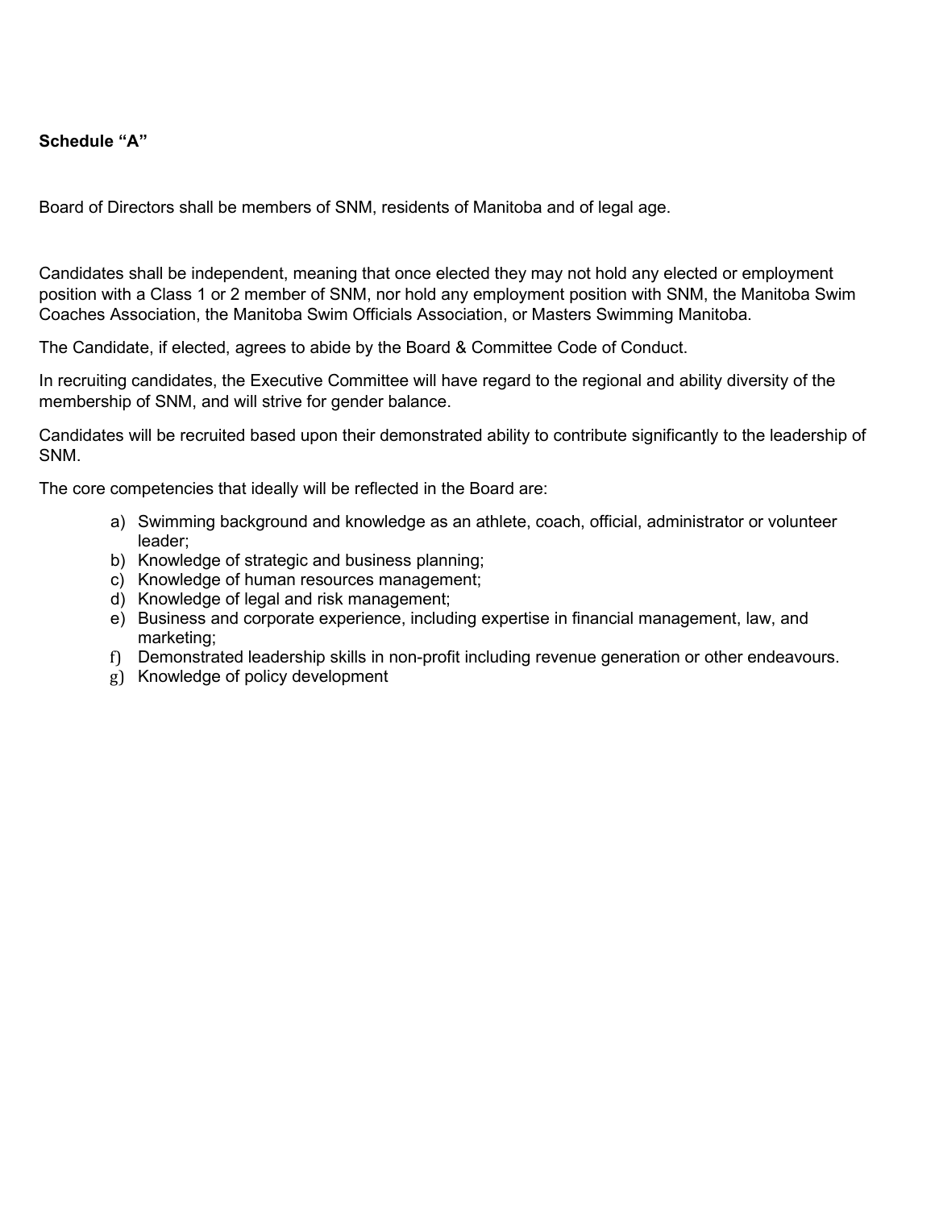**Schedule "A"**

Board of Directors shall be members of SNM, residents of Manitoba and of legal age.

Candidates shall be independent, meaning that once elected they may not hold any elected or employment position with a Class 1 or 2 member of SNM, nor hold any employment position with SNM, the Manitoba Swim Coaches Association, the Manitoba Swim Officials Association, or Masters Swimming Manitoba.

The Candidate, if elected, agrees to abide by the Board & Committee Code of Conduct.

In recruiting candidates, the Executive Committee will have regard to the regional and ability diversity of the membership of SNM, and will strive for gender balance.

Candidates will be recruited based upon their demonstrated ability to contribute significantly to the leadership of SNM.

The core competencies that ideally will be reflected in the Board are:

a) Swimming background and knowledge as an athlete, coach, official, administrator or volunteer leader;
b) Knowledge of strategic and business planning;
c) Knowledge of human resources management;
d) Knowledge of legal and risk management;
e) Business and corporate experience, including expertise in financial management, law, and marketing;
f) Demonstrated leadership skills in non-profit including revenue generation or other endeavours.
g) Knowledge of policy development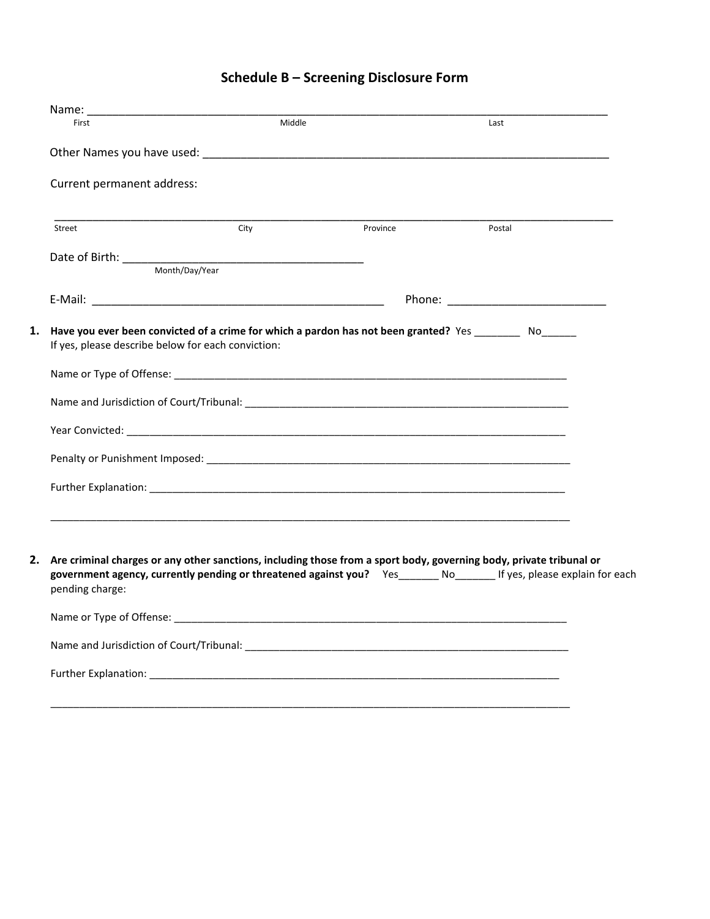# Schedule B – Screening Disclosure Form

Name: ___________________________________________________________________________________

First                                                  Middle                                                  Last

Other Names you have used: ____________________________________________________________

Current permanent address:

_________________________________________________________________________________________

Street                                        City                                        Province                                Postal

Date of Birth: ____________________________________

Month/Day/Year

E-Mail: ___________________________________________   Phone: _______________________

1. **Have you ever been convicted of a crime for which a pardon has not been granted?** Yes ________ No______
   If yes, please describe below for each conviction:

   Name or Type of Offense: ______________________________________________________________________

   Name and Jurisdiction of Court/Tribunal: ________________________________________________________

   Year Convicted: ___________________________________________________________________________

   Penalty or Punishment Imposed: ___________________________________________________________

   Further Explanation: _______________________________________________________________________

   _______________________________________________________________________________________

2. **Are criminal charges or any other sanctions, including those from a sport body, governing body, private tribunal or government agency, currently pending or threatened against you?** Yes_______ No_______ If yes, please explain for each pending charge:

   Name or Type of Offense: ______________________________________________________________________

   Name and Jurisdiction of Court/Tribunal: ________________________________________________________

   Further Explanation: _______________________________________________________________________

   _______________________________________________________________________________________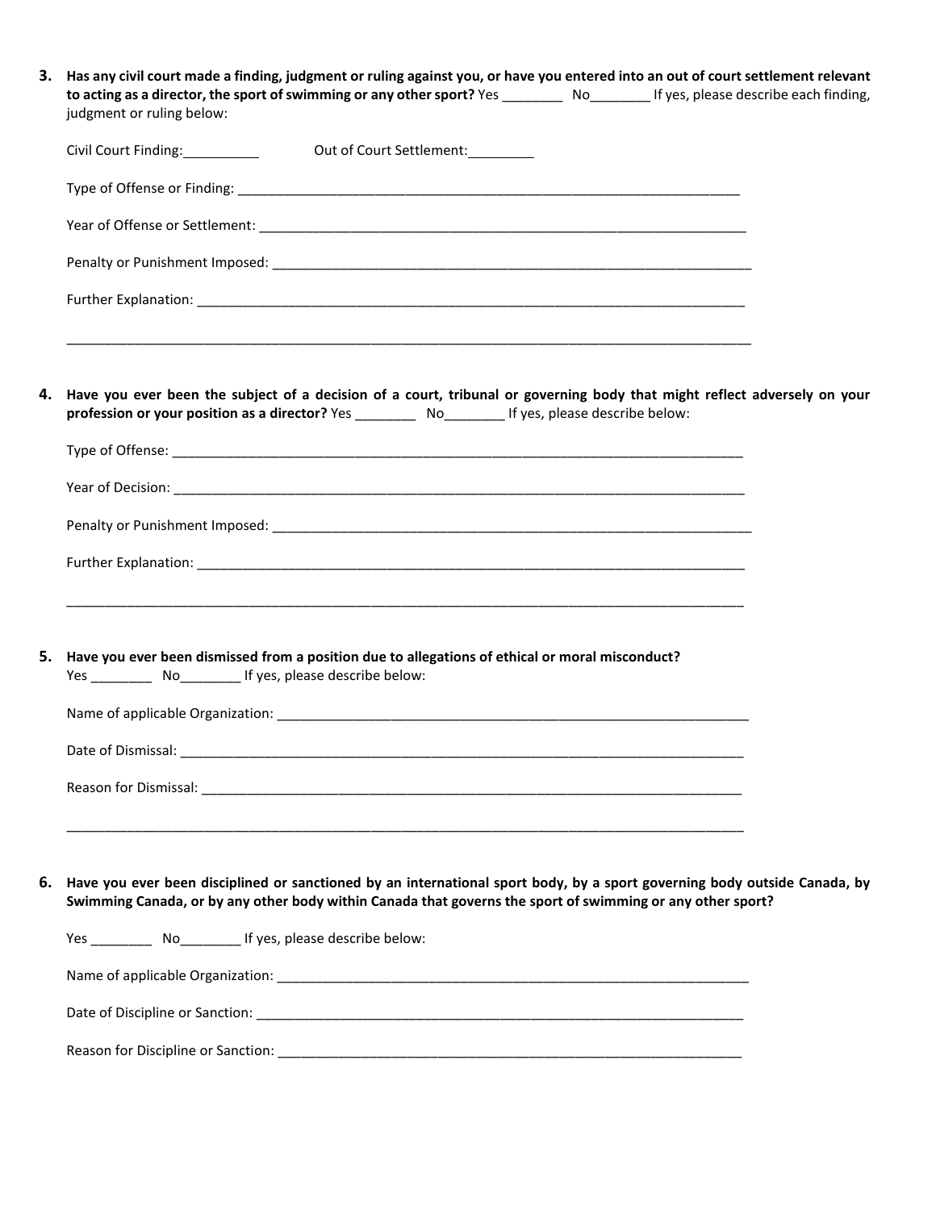3. **Has any civil court made a finding, judgment or ruling against you, or have you entered into an out of court settlement relevant to acting as a director, the sport of swimming or any other sport?** Yes ________ No________ If yes, please describe each finding, judgment or ruling below:

   Civil Court Finding:__________ Out of Court Settlement:_________

   Type of Offense or Finding: ______________________________________________________________________

   Year of Offense or Settlement: ____________________________________________________________________

   Penalty or Punishment Imposed: ___________________________________________________________________

   Further Explanation: ____________________________________________________________________________

   ______________________________________________________________________________________________

4. **Have you ever been the subject of a decision of a court, tribunal or governing body that might reflect adversely on your profession or your position as a director?** Yes ________ No________ If yes, please describe below:

   Type of Offense: _______________________________________________________________________________

   Year of Decision: _______________________________________________________________________________

   Penalty or Punishment Imposed: ___________________________________________________________________

   Further Explanation: ____________________________________________________________________________

   ______________________________________________________________________________________________

5. **Have you ever been dismissed from a position due to allegations of ethical or moral misconduct?**
   Yes ________ No________ If yes, please describe below:

   Name of applicable Organization: __________________________________________________________________

   Date of Dismissal: ______________________________________________________________________________

   Reason for Dismissal: ___________________________________________________________________________

   ______________________________________________________________________________________________

6. **Have you ever been disciplined or sanctioned by an international sport body, by a sport governing body outside Canada, by Swimming Canada, or by any other body within Canada that governs the sport of swimming or any other sport?**

   Yes ________ No________ If yes, please describe below:

   Name of applicable Organization: __________________________________________________________________

   Date of Discipline or Sanction: ____________________________________________________________________

   Reason for Discipline or Sanction: _________________________________________________________________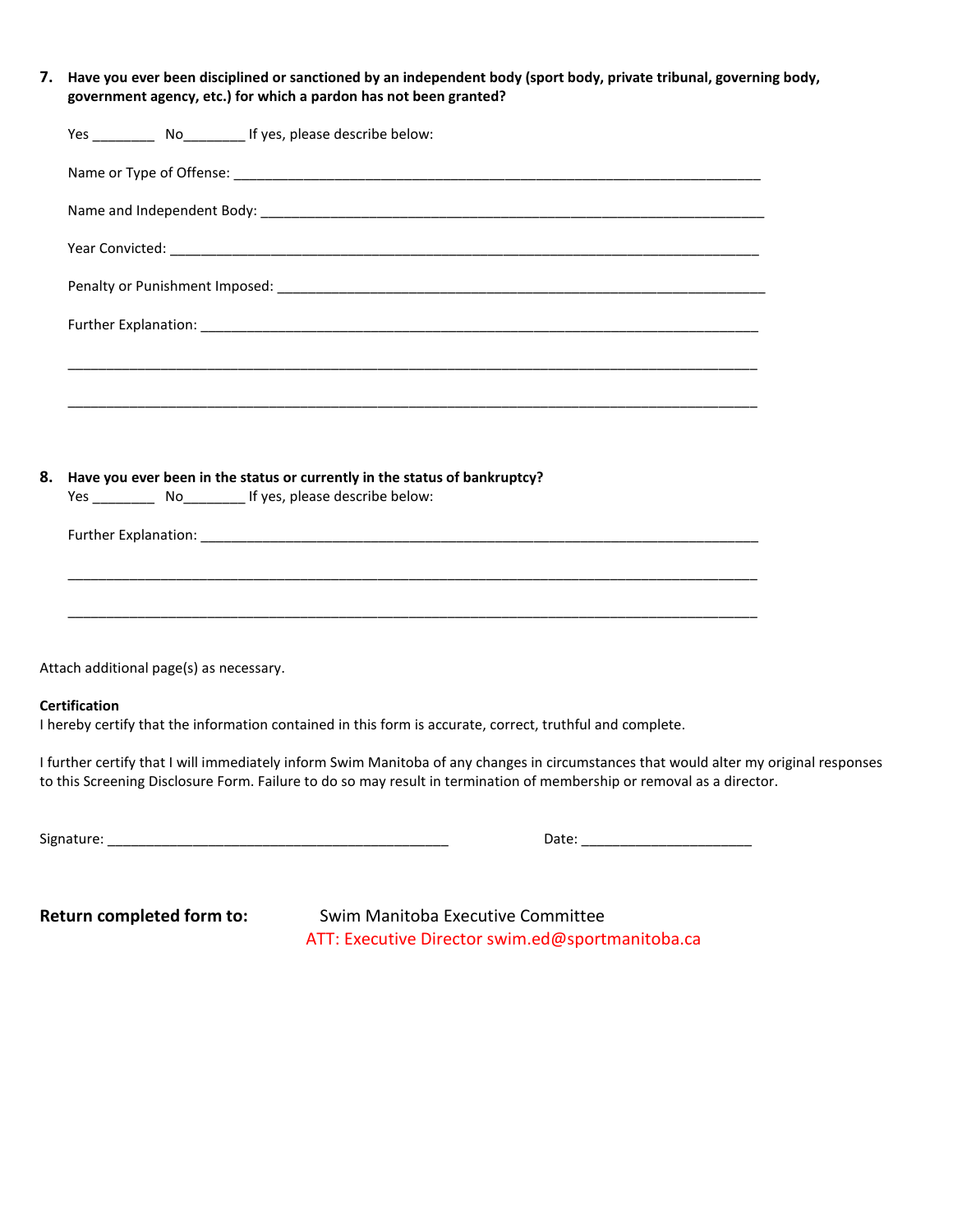7. **Have you ever been disciplined or sanctioned by an independent body (sport body, private tribunal, governing body, government agency, etc.) for which a pardon has not been granted?**

   Yes ________ No________ If yes, please describe below:

   Name or Type of Offense: ______________________________________________________________________

   Name and Independent Body: ____________________________________________________________________

   Year Convicted: _______________________________________________________________________________

   Penalty or Punishment Imposed: ________________________________________________________________

   Further Explanation: __________________________________________________________________________

   _____________________________________________________________________________________________

   _____________________________________________________________________________________________

8. **Have you ever been in the status or currently in the status of bankruptcy?**

   Yes ________ No________ If yes, please describe below:

   Further Explanation: __________________________________________________________________________

   _____________________________________________________________________________________________

   _____________________________________________________________________________________________

Attach additional page(s) as necessary.

**Certification**

I hereby certify that the information contained in this form is accurate, correct, truthful and complete.

I further certify that I will immediately inform Swim Manitoba of any changes in circumstances that would alter my original responses to this Screening Disclosure Form. Failure to do so may result in termination of membership or removal as a director.

Signature: _____________________________________________ Date: ______________________

**Return completed form to:** Swim Manitoba Executive Committee
ATT: Executive Director swim.ed@sportmanitoba.ca